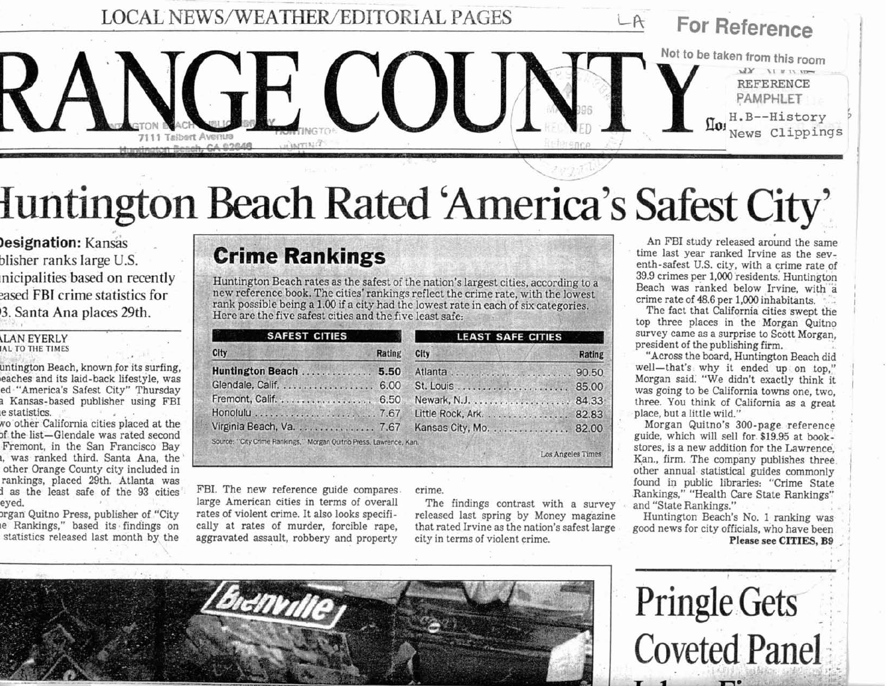LOCAL NEWS/WEATHER/EDITORIAL PAGES

For Reference

Not to be taken from this room

REFERENCE PAMPHLET

H.B--History News Clippings

# RANGE COUNTY

HUNTINGTON BEACH PUBLIC LIBRARY
7111 Talbert Avenue
Huntington Beach, CA 92648

# Huntington Beach Rated 'America's Safest City'

**Designation:** Kansas publisher ranks large U.S. municipalities based on recently released FBI crime statistics for 93. Santa Ana places 29th.

ALAN EYERLY
SPECIAL TO THE TIMES

Huntington Beach, known for its surfing, beaches and its laid-back lifestyle, was named "America's Safest City" Thursday by a Kansas-based publisher using FBI crime statistics.

Two other California cities placed at the top of the list—Glendale was rated second and Fremont, in the San Francisco Bay area, was ranked third. Santa Ana, the only other Orange County city included in the rankings, placed 29th. Atlanta was rated as the least safe of the 93 cities surveyed.

Morgan Quitno Press, publisher of "City Crime Rankings," based its findings on crime statistics released last month by the FBI. The new reference guide compares large American cities in terms of overall rates of violent crime. It also looks specifically at rates of murder, forcible rape, aggravated assault, robbery and property crime.

The findings contrast with a survey released last spring by Money magazine that rated Irvine as the nation's safest large city in terms of violent crime.

## Crime Rankings

Huntington Beach rates as the safest of the nation's largest cities, according to a new reference book. The cities' rankings reflect the crime rate, with the lowest rank possible being a 1.00 if a city had the lowest rate in each of six categories. Here are the five safest cities and the five least safe:

| SAFEST CITIES | | LEAST SAFE CITIES | |
|---|---|---|---|
| City | Rating | City | Rating |
| **Huntington Beach** | **5.50** | Atlanta | 90.50 |
| Glendale, Calif. | 6.00 | St. Louis | 85.00 |
| Fremont, Calif. | 6.50 | Newark, N.J. | 84.33 |
| Honolulu | 7.67 | Little Rock, Ark. | 82.83 |
| Virginia Beach, Va. | 7.67 | Kansas City, Mo. | 82.00 |

Source: "City Crime Rankings," Morgan Quitno Press, Lawrence, Kan.

Los Angeles Times

An FBI study released around the same time last year ranked Irvine as the seventh-safest U.S. city, with a crime rate of 39.9 crimes per 1,000 residents. Huntington Beach was ranked below Irvine, with a crime rate of 48.6 per 1,000 inhabitants.

The fact that California cities swept the top three places in the Morgan Quitno survey came as a surprise to Scott Morgan, president of the publishing firm.

"Across the board, Huntington Beach did well—that's why it ended up on top," Morgan said. "We didn't exactly think it was going to be California towns one, two, three. You think of California as a great place, but a little wild."

Morgan Quitno's 300-page reference guide, which will sell for $19.95 at bookstores, is a new addition for the Lawrence, Kan., firm. The company publishes three other annual statistical guides commonly found in public libraries: "Crime State Rankings," "Health Care State Rankings" and "State Rankings."

Huntington Beach's No. 1 ranking was good news for city officials, who have been

**Please see CITIES, B9**

# Pringle Gets Coveted Panel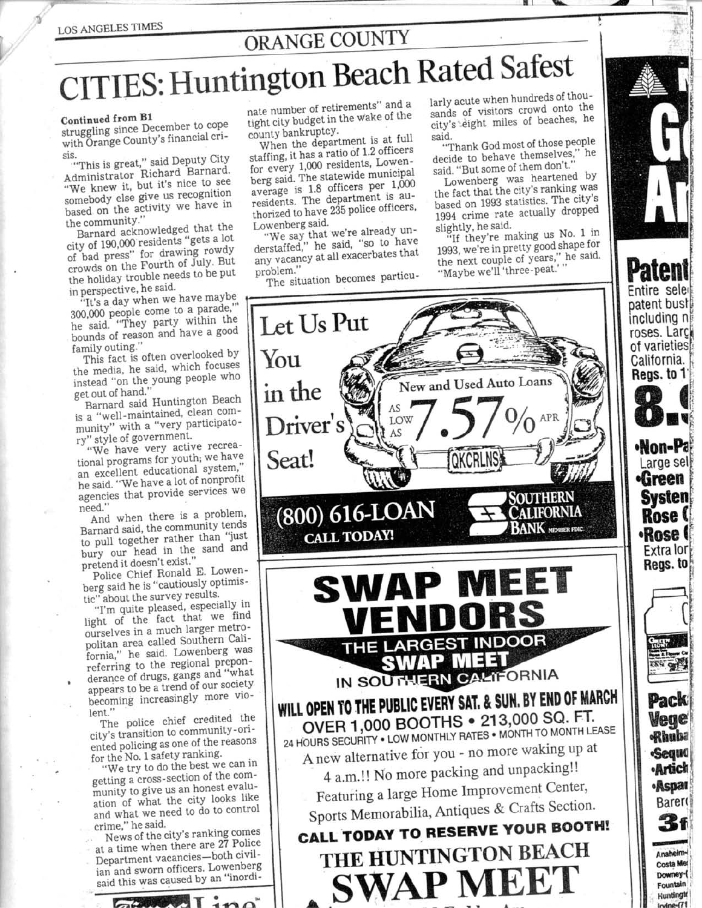## ORANGE COUNTY

# CITIES: Huntington Beach Rated Safest

**Continued from B1**

struggling since December to cope with Orange County's financial crisis.

"This is great," said Deputy City Administrator Richard Barnard. "We knew it, but it's nice to see somebody else give us recognition based on the activity we have in the community."

Barnard acknowledged that the city of 190,000 residents "gets a lot of bad press" for drawing rowdy crowds on the Fourth of July. But the holiday trouble needs to be put in perspective, he said.

"It's a day when we have maybe 300,000 people come to a parade," he said. "They party within the bounds of reason and have a good family outing."

This fact is often overlooked by the media, he said, which focuses instead "on the young people who get out of hand."

Barnard said Huntington Beach is a "well-maintained, clean community" with a "very participatory" style of government.

"We have very active recreational programs for youth; we have an excellent educational system," he said. "We have a lot of nonprofit agencies that provide services we need."

And when there is a problem, Barnard said, the community tends to pull together rather than "just bury our head in the sand and pretend it doesn't exist."

Police Chief Ronald E. Lowenberg said he is "cautiously optimistic" about the survey results.

"I'm quite pleased, especially in light of the fact that we find ourselves in a much larger metropolitan area called Southern California," he said. Lowenberg was referring to the regional preponderance of drugs, gangs and "what appears to be a trend of our society becoming increasingly more violent."

The police chief credited the city's transition to community-oriented policing as one of the reasons for the No. 1 safety ranking.

"We try to do the best we can in getting a cross-section of the community to give us an honest evaluation of what the city looks like and what we need to do to control crime," he said.

News of the city's ranking comes at a time when there are 27 Police Department vacancies—both civilian and sworn officers. Lowenberg said this was caused by an "inordinate number of retirements" and a tight city budget in the wake of the county bankruptcy.

When the department is at full staffing, it has a ratio of 1.2 officers for every 1,000 residents, Lowenberg said. The statewide municipal average is 1.8 officers per 1,000 residents. The department is authorized to have 235 police officers, Lowenberg said.

"We say that we're already understaffed," he said, "so to have any vacancy at all exacerbates that problem."

The situation becomes particularly acute when hundreds of thousands of visitors crowd onto the city's eight miles of beaches, he said.

"Thank God most of those people decide to behave themselves," he said. "But some of them don't."

Lowenberg was heartened by the fact that the city's ranking was based on 1993 statistics. The city's 1994 crime rate actually dropped slightly, he said.

"If they're making us No. 1 in 1993, we're in pretty good shape for the next couple of years," he said. "Maybe we'll 'three-peat.'"

---

Let Us Put You in the Driver's Seat!

New and Used Auto Loans

AS LOW AS 7.57% APR

QKCRLNS

(800) 616-LOAN

CALL TODAY!

SOUTHERN CALIFORNIA BANK MEMBER FDIC

---

**SWAP MEET VENDORS**

THE LARGEST INDOOR SWAP MEET IN SOUTHERN CALIFORNIA

**WILL OPEN TO THE PUBLIC EVERY SAT. & SUN. BY END OF MARCH**

OVER 1,000 BOOTHS • 213,000 SQ. FT.

24 HOURS SECURITY • LOW MONTHLY RATES • MONTH TO MONTH LEASE

A new alternative for you - no more waking up at 4 a.m.!! No more packing and unpacking!!

Featuring a large Home Improvement Center, Sports Memorabilia, Antiques & Crafts Section.

**CALL TODAY TO RESERVE YOUR BOOTH!**

THE HUNTINGTON BEACH SWAP MEET